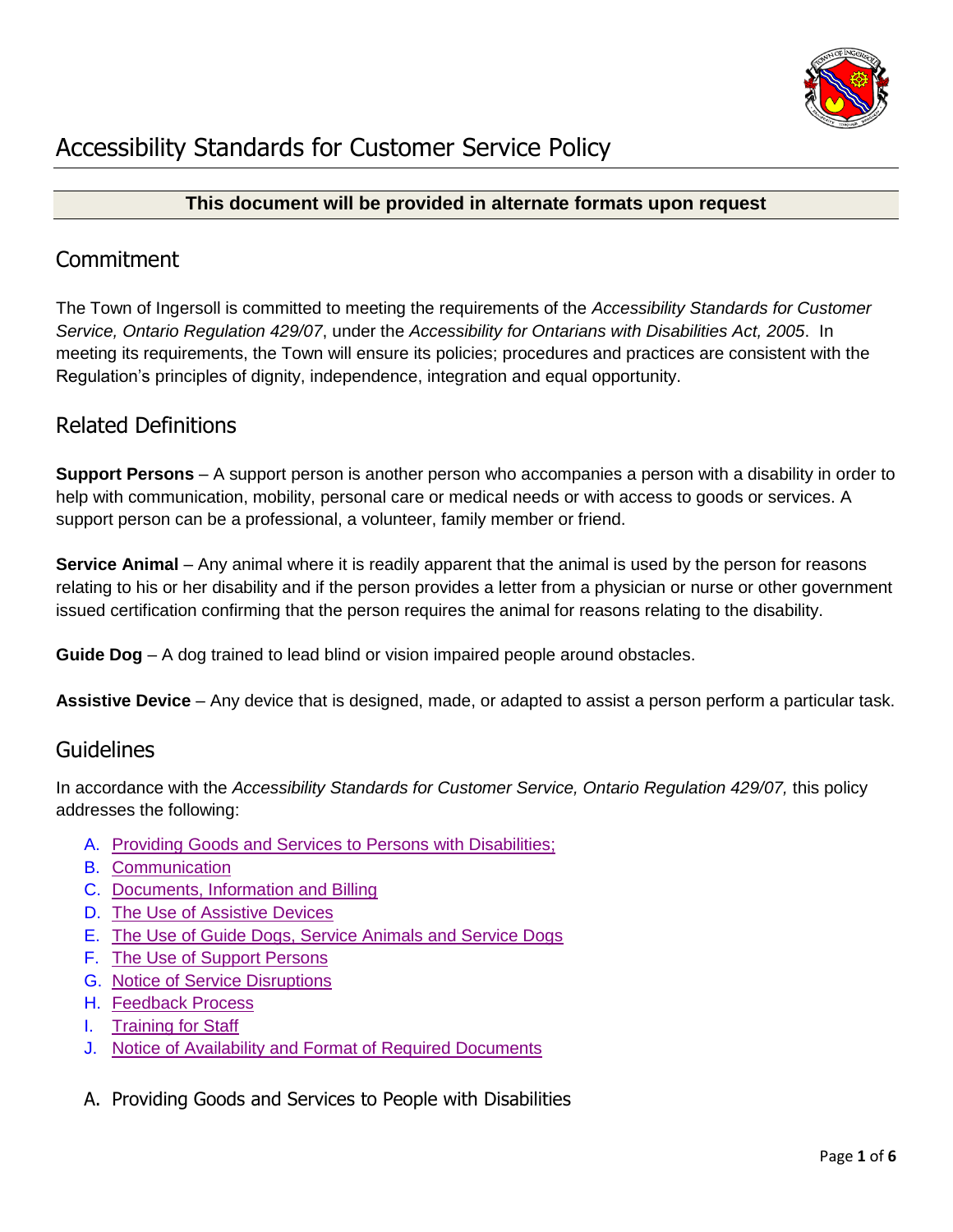# Accessibility Standards for Customer Service Policy

**This document will be provided in alternate formats upon request**

## Commitment

The Town of Ingersoll is committed to meeting the requirements of the *Accessibility Standards for Customer Service, Ontario Regulation 429/07*, under the *Accessibility for Ontarians with Disabilities Act, 2005*. In meeting its requirements, the Town will ensure its policies; procedures and practices are consistent with the Regulation's principles of dignity, independence, integration and equal opportunity.

## Related Definitions

**Support Persons** – A support person is another person who accompanies a person with a disability in order to help with communication, mobility, personal care or medical needs or with access to goods or services. A support person can be a professional, a volunteer, family member or friend.

**Service Animal** – Any animal where it is readily apparent that the animal is used by the person for reasons relating to his or her disability and if the person provides a letter from a physician or nurse or other government issued certification confirming that the person requires the animal for reasons relating to the disability.

**Guide Dog** – A dog trained to lead blind or vision impaired people around obstacles.

**Assistive Device** – Any device that is designed, made, or adapted to assist a person perform a particular task.

## Guidelines

In accordance with the *Accessibility Standards for Customer Service, Ontario Regulation 429/07,* this policy addresses the following:

A. Providing Goods and Services to Persons with Disabilities;
B. Communication
C. Documents, Information and Billing
D. The Use of Assistive Devices
E. The Use of Guide Dogs, Service Animals and Service Dogs
F. The Use of Support Persons
G. Notice of Service Disruptions
H. Feedback Process
I. Training for Staff
J. Notice of Availability and Format of Required Documents

### A. Providing Goods and Services to People with Disabilities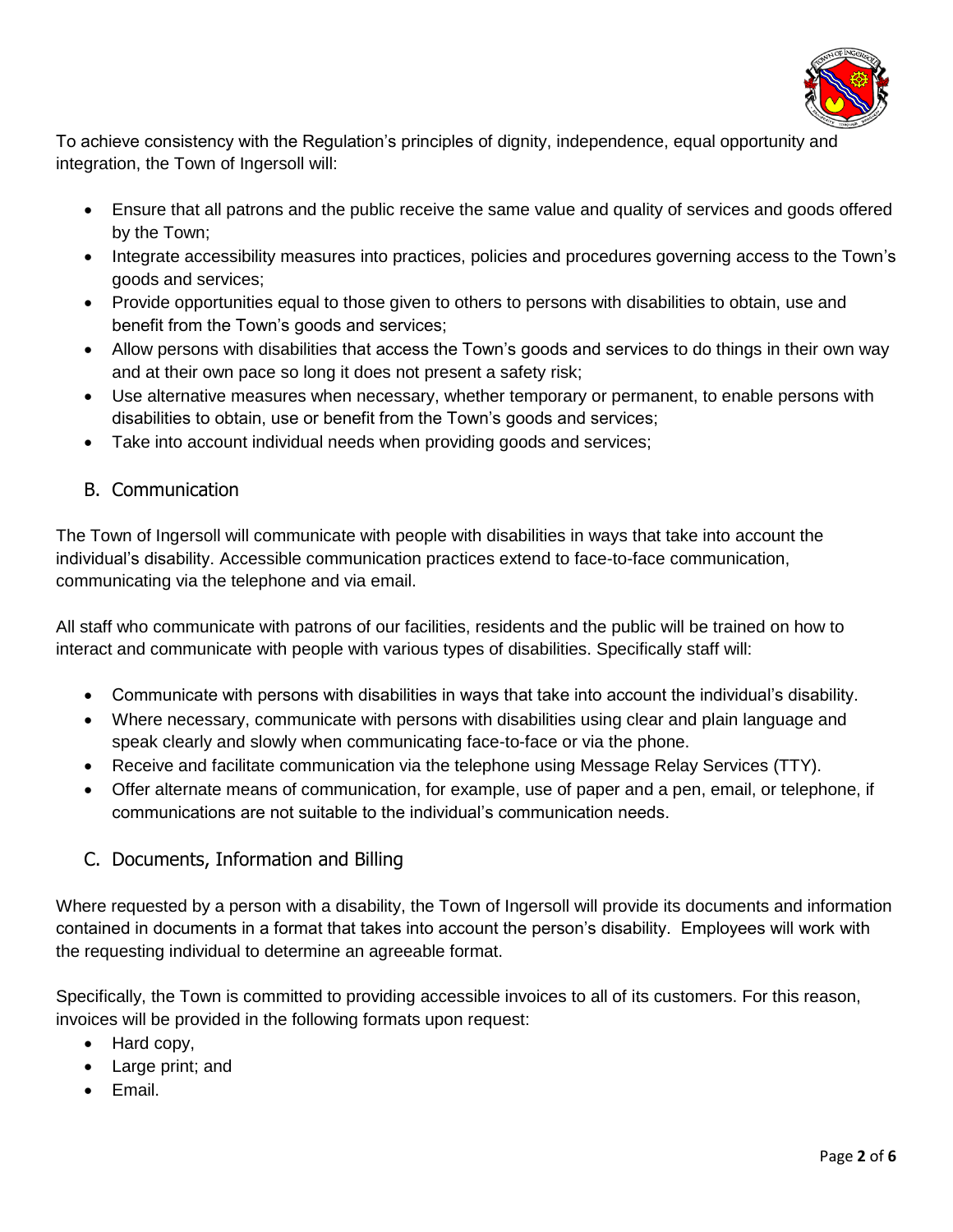To achieve consistency with the Regulation's principles of dignity, independence, equal opportunity and integration, the Town of Ingersoll will:

- Ensure that all patrons and the public receive the same value and quality of services and goods offered by the Town;
- Integrate accessibility measures into practices, policies and procedures governing access to the Town's goods and services;
- Provide opportunities equal to those given to others to persons with disabilities to obtain, use and benefit from the Town's goods and services;
- Allow persons with disabilities that access the Town's goods and services to do things in their own way and at their own pace so long it does not present a safety risk;
- Use alternative measures when necessary, whether temporary or permanent, to enable persons with disabilities to obtain, use or benefit from the Town's goods and services;
- Take into account individual needs when providing goods and services;

## B. Communication

The Town of Ingersoll will communicate with people with disabilities in ways that take into account the individual's disability. Accessible communication practices extend to face-to-face communication, communicating via the telephone and via email.

All staff who communicate with patrons of our facilities, residents and the public will be trained on how to interact and communicate with people with various types of disabilities. Specifically staff will:

- Communicate with persons with disabilities in ways that take into account the individual's disability.
- Where necessary, communicate with persons with disabilities using clear and plain language and speak clearly and slowly when communicating face-to-face or via the phone.
- Receive and facilitate communication via the telephone using Message Relay Services (TTY).
- Offer alternate means of communication, for example, use of paper and a pen, email, or telephone, if communications are not suitable to the individual's communication needs.

## C. Documents, Information and Billing

Where requested by a person with a disability, the Town of Ingersoll will provide its documents and information contained in documents in a format that takes into account the person's disability. Employees will work with the requesting individual to determine an agreeable format.

Specifically, the Town is committed to providing accessible invoices to all of its customers. For this reason, invoices will be provided in the following formats upon request:

- Hard copy,
- Large print; and
- Email.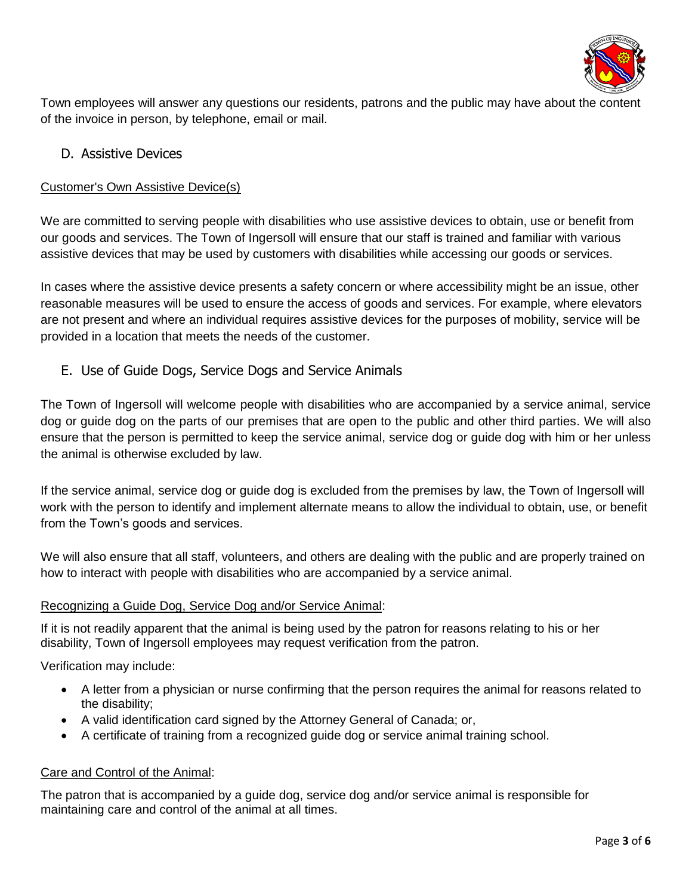Town employees will answer any questions our residents, patrons and the public may have about the content of the invoice in person, by telephone, email or mail.

## D. Assistive Devices

Customer's Own Assistive Device(s)

We are committed to serving people with disabilities who use assistive devices to obtain, use or benefit from our goods and services. The Town of Ingersoll will ensure that our staff is trained and familiar with various assistive devices that may be used by customers with disabilities while accessing our goods or services.

In cases where the assistive device presents a safety concern or where accessibility might be an issue, other reasonable measures will be used to ensure the access of goods and services. For example, where elevators are not present and where an individual requires assistive devices for the purposes of mobility, service will be provided in a location that meets the needs of the customer.

## E. Use of Guide Dogs, Service Dogs and Service Animals

The Town of Ingersoll will welcome people with disabilities who are accompanied by a service animal, service dog or guide dog on the parts of our premises that are open to the public and other third parties. We will also ensure that the person is permitted to keep the service animal, service dog or guide dog with him or her unless the animal is otherwise excluded by law.

If the service animal, service dog or guide dog is excluded from the premises by law, the Town of Ingersoll will work with the person to identify and implement alternate means to allow the individual to obtain, use, or benefit from the Town's goods and services.

We will also ensure that all staff, volunteers, and others are dealing with the public and are properly trained on how to interact with people with disabilities who are accompanied by a service animal.

Recognizing a Guide Dog, Service Dog and/or Service Animal:

If it is not readily apparent that the animal is being used by the patron for reasons relating to his or her disability, Town of Ingersoll employees may request verification from the patron.

Verification may include:

- A letter from a physician or nurse confirming that the person requires the animal for reasons related to the disability;
- A valid identification card signed by the Attorney General of Canada; or,
- A certificate of training from a recognized guide dog or service animal training school.

Care and Control of the Animal:

The patron that is accompanied by a guide dog, service dog and/or service animal is responsible for maintaining care and control of the animal at all times.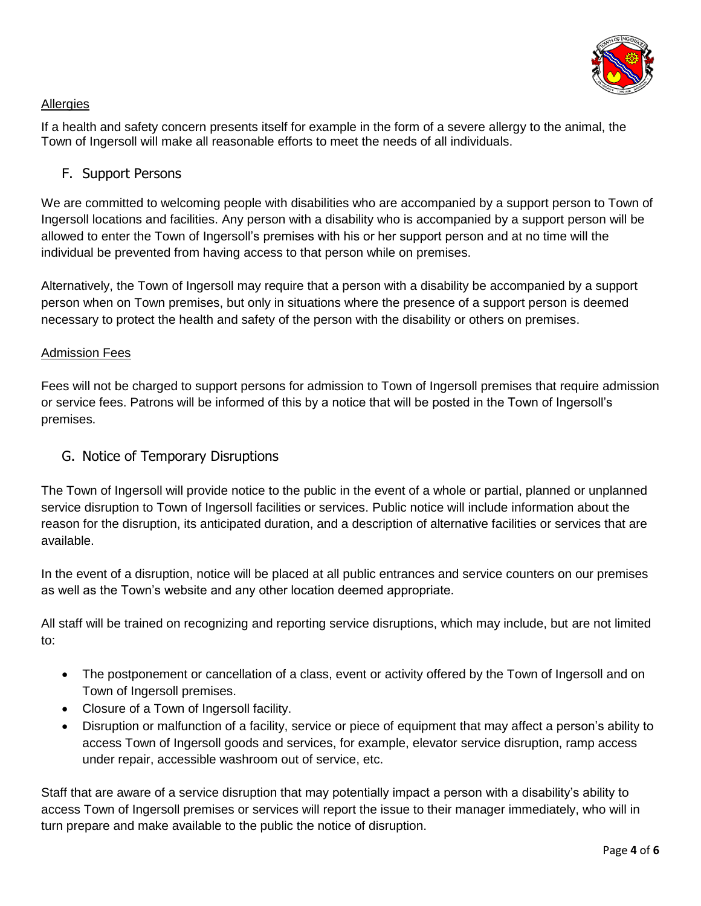### Allergies

If a health and safety concern presents itself for example in the form of a severe allergy to the animal, the Town of Ingersoll will make all reasonable efforts to meet the needs of all individuals.

## F. Support Persons

We are committed to welcoming people with disabilities who are accompanied by a support person to Town of Ingersoll locations and facilities. Any person with a disability who is accompanied by a support person will be allowed to enter the Town of Ingersoll's premises with his or her support person and at no time will the individual be prevented from having access to that person while on premises.

Alternatively, the Town of Ingersoll may require that a person with a disability be accompanied by a support person when on Town premises, but only in situations where the presence of a support person is deemed necessary to protect the health and safety of the person with the disability or others on premises.

### Admission Fees

Fees will not be charged to support persons for admission to Town of Ingersoll premises that require admission or service fees. Patrons will be informed of this by a notice that will be posted in the Town of Ingersoll's premises.

## G. Notice of Temporary Disruptions

The Town of Ingersoll will provide notice to the public in the event of a whole or partial, planned or unplanned service disruption to Town of Ingersoll facilities or services. Public notice will include information about the reason for the disruption, its anticipated duration, and a description of alternative facilities or services that are available.

In the event of a disruption, notice will be placed at all public entrances and service counters on our premises as well as the Town's website and any other location deemed appropriate.

All staff will be trained on recognizing and reporting service disruptions, which may include, but are not limited to:

- The postponement or cancellation of a class, event or activity offered by the Town of Ingersoll and on Town of Ingersoll premises.
- Closure of a Town of Ingersoll facility.
- Disruption or malfunction of a facility, service or piece of equipment that may affect a person's ability to access Town of Ingersoll goods and services, for example, elevator service disruption, ramp access under repair, accessible washroom out of service, etc.

Staff that are aware of a service disruption that may potentially impact a person with a disability's ability to access Town of Ingersoll premises or services will report the issue to their manager immediately, who will in turn prepare and make available to the public the notice of disruption.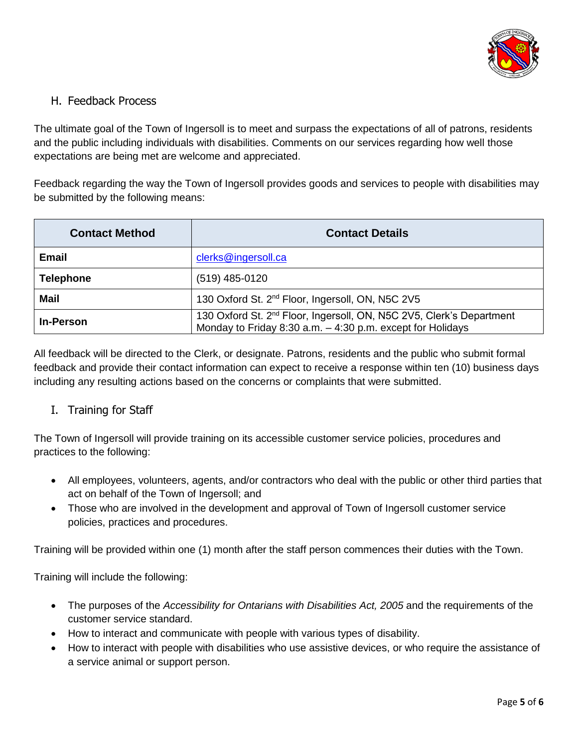## H. Feedback Process

The ultimate goal of the Town of Ingersoll is to meet and surpass the expectations of all of patrons, residents and the public including individuals with disabilities. Comments on our services regarding how well those expectations are being met are welcome and appreciated.

Feedback regarding the way the Town of Ingersoll provides goods and services to people with disabilities may be submitted by the following means:

| Contact Method | Contact Details |
|---|---|
| **Email** | clerks@ingersoll.ca |
| **Telephone** | (519) 485-0120 |
| **Mail** | 130 Oxford St. 2nd Floor, Ingersoll, ON, N5C 2V5 |
| **In-Person** | 130 Oxford St. 2nd Floor, Ingersoll, ON, N5C 2V5, Clerk's Department<br>Monday to Friday 8:30 a.m. – 4:30 p.m. except for Holidays |

All feedback will be directed to the Clerk, or designate. Patrons, residents and the public who submit formal feedback and provide their contact information can expect to receive a response within ten (10) business days including any resulting actions based on the concerns or complaints that were submitted.

## I. Training for Staff

The Town of Ingersoll will provide training on its accessible customer service policies, procedures and practices to the following:

- All employees, volunteers, agents, and/or contractors who deal with the public or other third parties that act on behalf of the Town of Ingersoll; and
- Those who are involved in the development and approval of Town of Ingersoll customer service policies, practices and procedures.

Training will be provided within one (1) month after the staff person commences their duties with the Town.

Training will include the following:

- The purposes of the *Accessibility for Ontarians with Disabilities Act, 2005* and the requirements of the customer service standard.
- How to interact and communicate with people with various types of disability.
- How to interact with people with disabilities who use assistive devices, or who require the assistance of a service animal or support person.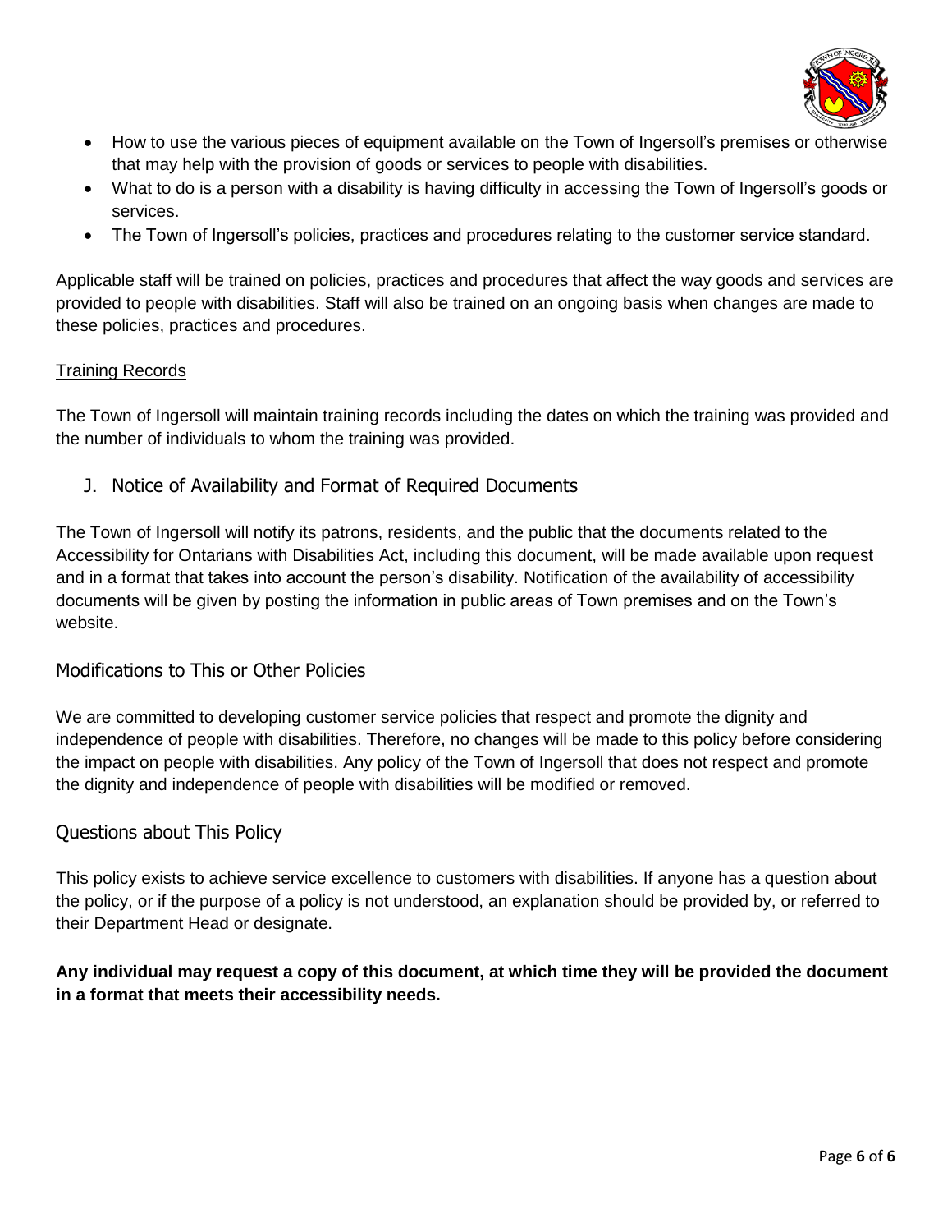- How to use the various pieces of equipment available on the Town of Ingersoll's premises or otherwise that may help with the provision of goods or services to people with disabilities.
- What to do is a person with a disability is having difficulty in accessing the Town of Ingersoll's goods or services.
- The Town of Ingersoll's policies, practices and procedures relating to the customer service standard.

Applicable staff will be trained on policies, practices and procedures that affect the way goods and services are provided to people with disabilities. Staff will also be trained on an ongoing basis when changes are made to these policies, practices and procedures.

Training Records

The Town of Ingersoll will maintain training records including the dates on which the training was provided and the number of individuals to whom the training was provided.

## J. Notice of Availability and Format of Required Documents

The Town of Ingersoll will notify its patrons, residents, and the public that the documents related to the Accessibility for Ontarians with Disabilities Act, including this document, will be made available upon request and in a format that takes into account the person's disability. Notification of the availability of accessibility documents will be given by posting the information in public areas of Town premises and on the Town's website.

## Modifications to This or Other Policies

We are committed to developing customer service policies that respect and promote the dignity and independence of people with disabilities. Therefore, no changes will be made to this policy before considering the impact on people with disabilities. Any policy of the Town of Ingersoll that does not respect and promote the dignity and independence of people with disabilities will be modified or removed.

## Questions about This Policy

This policy exists to achieve service excellence to customers with disabilities. If anyone has a question about the policy, or if the purpose of a policy is not understood, an explanation should be provided by, or referred to their Department Head or designate.

**Any individual may request a copy of this document, at which time they will be provided the document in a format that meets their accessibility needs.**